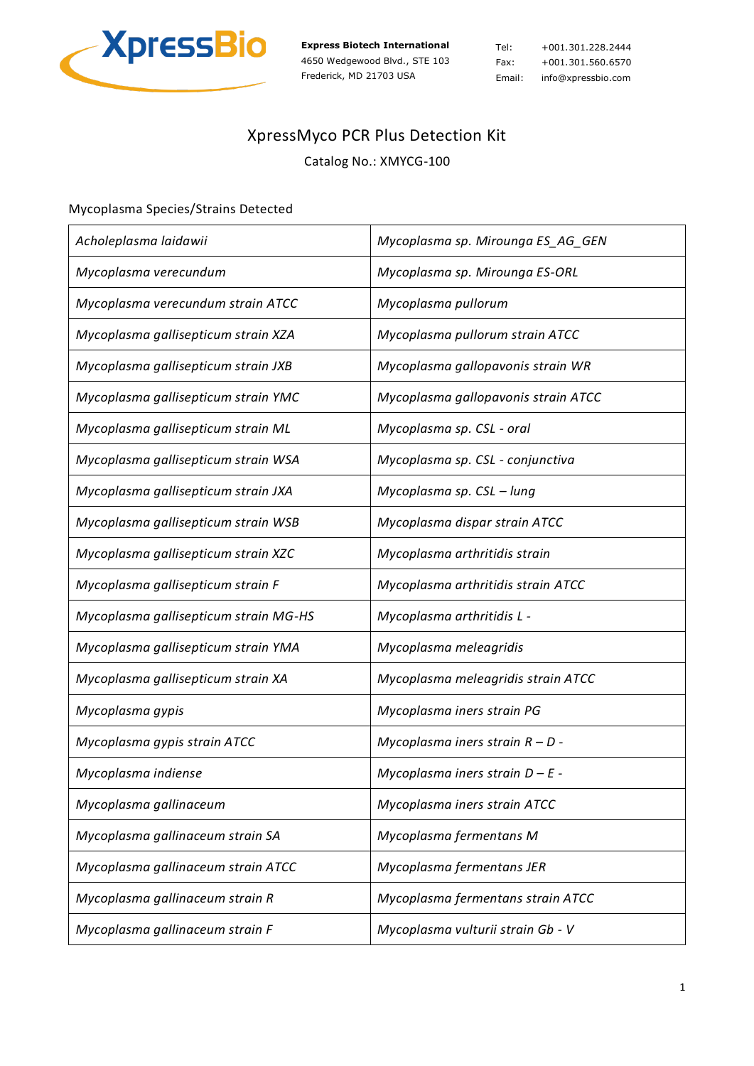**Express Biotech International**
4650 Wedgewood Blvd., STE 103
Frederick, MD 21703 USA

Tel: +001.301.228.2444
Fax: +001.301.560.6570
Email: info@xpressbio.com

# XpressMyco PCR Plus Detection Kit

Catalog No.: XMYCG-100

Mycoplasma Species/Strains Detected

| | |
|---|---|
| *Acholeplasma laidawii* | *Mycoplasma sp. Mirounga ES_AG_GEN* |
| *Mycoplasma verecundum* | *Mycoplasma sp. Mirounga ES-ORL* |
| *Mycoplasma verecundum strain ATCC* | *Mycoplasma pullorum* |
| *Mycoplasma gallisepticum strain XZA* | *Mycoplasma pullorum strain ATCC* |
| *Mycoplasma gallisepticum strain JXB* | *Mycoplasma gallopavonis strain WR* |
| *Mycoplasma gallisepticum strain YMC* | *Mycoplasma gallopavonis strain ATCC* |
| *Mycoplasma gallisepticum strain ML* | *Mycoplasma sp. CSL - oral* |
| *Mycoplasma gallisepticum strain WSA* | *Mycoplasma sp. CSL - conjunctiva* |
| *Mycoplasma gallisepticum strain JXA* | *Mycoplasma sp. CSL – lung* |
| *Mycoplasma gallisepticum strain WSB* | *Mycoplasma dispar strain ATCC* |
| *Mycoplasma gallisepticum strain XZC* | *Mycoplasma arthritidis strain* |
| *Mycoplasma gallisepticum strain F* | *Mycoplasma arthritidis strain ATCC* |
| *Mycoplasma gallisepticum strain MG-HS* | *Mycoplasma arthritidis L -* |
| *Mycoplasma gallisepticum strain YMA* | *Mycoplasma meleagridis* |
| *Mycoplasma gallisepticum strain XA* | *Mycoplasma meleagridis strain ATCC* |
| *Mycoplasma gypis* | *Mycoplasma iners strain PG* |
| *Mycoplasma gypis strain ATCC* | *Mycoplasma iners strain R – D -* |
| *Mycoplasma indiense* | *Mycoplasma iners strain D – E -* |
| *Mycoplasma gallinaceum* | *Mycoplasma iners strain ATCC* |
| *Mycoplasma gallinaceum strain SA* | *Mycoplasma fermentans M* |
| *Mycoplasma gallinaceum strain ATCC* | *Mycoplasma fermentans JER* |
| *Mycoplasma gallinaceum strain R* | *Mycoplasma fermentans strain ATCC* |
| *Mycoplasma gallinaceum strain F* | *Mycoplasma vulturii strain Gb - V* |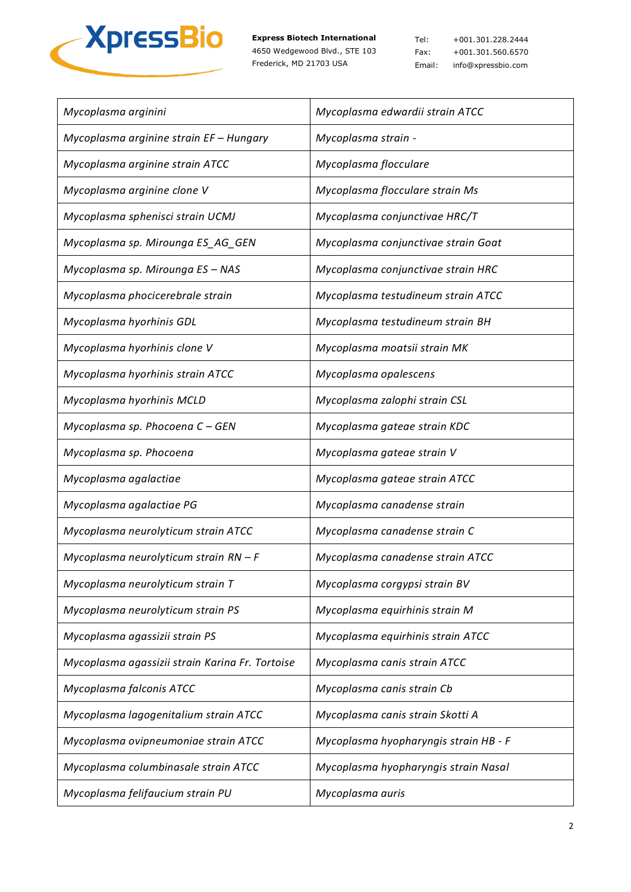| *Mycoplasma arginini* | *Mycoplasma edwardii strain ATCC* |
|---|---|
| *Mycoplasma arginine strain EF – Hungary* | *Mycoplasma strain -* |
| *Mycoplasma arginine strain ATCC* | *Mycoplasma flocculare* |
| *Mycoplasma arginine clone V* | *Mycoplasma flocculare strain Ms* |
| *Mycoplasma sphenisci strain UCMJ* | *Mycoplasma conjunctivae HRC/T* |
| *Mycoplasma sp. Mirounga ES_AG_GEN* | *Mycoplasma conjunctivae strain Goat* |
| *Mycoplasma sp. Mirounga ES – NAS* | *Mycoplasma conjunctivae strain HRC* |
| *Mycoplasma phocicerebrale strain* | *Mycoplasma testudineum strain ATCC* |
| *Mycoplasma hyorhinis GDL* | *Mycoplasma testudineum strain BH* |
| *Mycoplasma hyorhinis clone V* | *Mycoplasma moatsii strain MK* |
| *Mycoplasma hyorhinis strain ATCC* | *Mycoplasma opalescens* |
| *Mycoplasma hyorhinis MCLD* | *Mycoplasma zalophi strain CSL* |
| *Mycoplasma sp. Phocoena C – GEN* | *Mycoplasma gateae strain KDC* |
| *Mycoplasma sp. Phocoena* | *Mycoplasma gateae strain V* |
| *Mycoplasma agalactiae* | *Mycoplasma gateae strain ATCC* |
| *Mycoplasma agalactiae PG* | *Mycoplasma canadense strain* |
| *Mycoplasma neurolyticum strain ATCC* | *Mycoplasma canadense strain C* |
| *Mycoplasma neurolyticum strain RN – F* | *Mycoplasma canadense strain ATCC* |
| *Mycoplasma neurolyticum strain T* | *Mycoplasma corgypsi strain BV* |
| *Mycoplasma neurolyticum strain PS* | *Mycoplasma equirhinis strain M* |
| *Mycoplasma agassizii strain PS* | *Mycoplasma equirhinis strain ATCC* |
| *Mycoplasma agassizii strain Karina Fr. Tortoise* | *Mycoplasma canis strain ATCC* |
| *Mycoplasma falconis ATCC* | *Mycoplasma canis strain Cb* |
| *Mycoplasma lagogenitalium strain ATCC* | *Mycoplasma canis strain Skotti A* |
| *Mycoplasma ovipneumoniae strain ATCC* | *Mycoplasma hyopharyngis strain HB - F* |
| *Mycoplasma columbinasale strain ATCC* | *Mycoplasma hyopharyngis strain Nasal* |
| *Mycoplasma felifaucium strain PU* | *Mycoplasma auris* |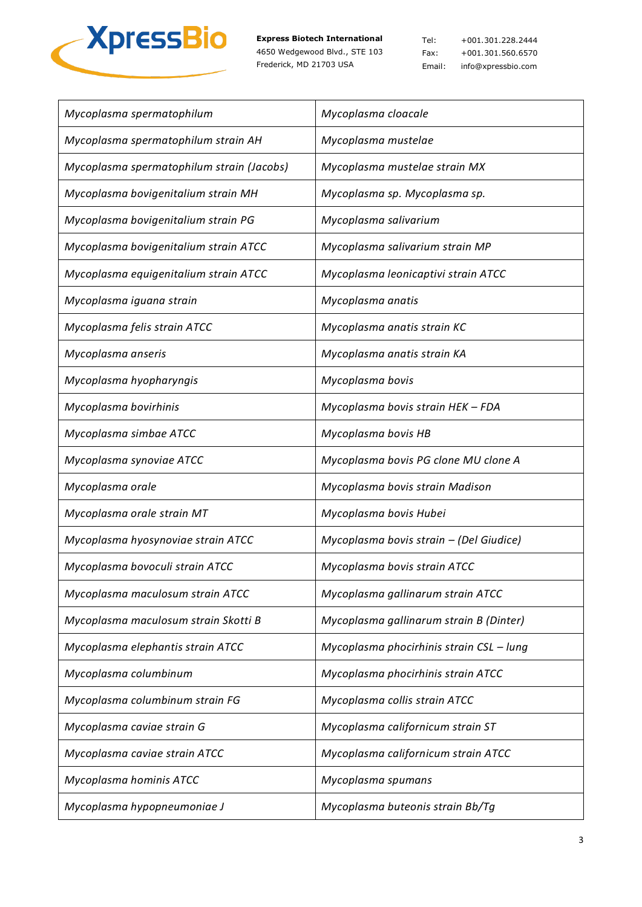| | |
|---|---|
| *Mycoplasma spermatophilum* | *Mycoplasma cloacale* |
| *Mycoplasma spermatophilum strain AH* | *Mycoplasma mustelae* |
| *Mycoplasma spermatophilum strain (Jacobs)* | *Mycoplasma mustelae strain MX* |
| *Mycoplasma bovigenitalium strain MH* | *Mycoplasma sp. Mycoplasma sp.* |
| *Mycoplasma bovigenitalium strain PG* | *Mycoplasma salivarium* |
| *Mycoplasma bovigenitalium strain ATCC* | *Mycoplasma salivarium strain MP* |
| *Mycoplasma equigenitalium strain ATCC* | *Mycoplasma leonicaptivi strain ATCC* |
| *Mycoplasma iguana strain* | *Mycoplasma anatis* |
| *Mycoplasma felis strain ATCC* | *Mycoplasma anatis strain KC* |
| *Mycoplasma anseris* | *Mycoplasma anatis strain KA* |
| *Mycoplasma hyopharyngis* | *Mycoplasma bovis* |
| *Mycoplasma bovirhinis* | *Mycoplasma bovis strain HEK – FDA* |
| *Mycoplasma simbae ATCC* | *Mycoplasma bovis HB* |
| *Mycoplasma synoviae ATCC* | *Mycoplasma bovis PG clone MU clone A* |
| *Mycoplasma orale* | *Mycoplasma bovis strain Madison* |
| *Mycoplasma orale strain MT* | *Mycoplasma bovis Hubei* |
| *Mycoplasma hyosynoviae strain ATCC* | *Mycoplasma bovis strain – (Del Giudice)* |
| *Mycoplasma bovoculi strain ATCC* | *Mycoplasma bovis strain ATCC* |
| *Mycoplasma maculosum strain ATCC* | *Mycoplasma gallinarum strain ATCC* |
| *Mycoplasma maculosum strain Skotti B* | *Mycoplasma gallinarum strain B (Dinter)* |
| *Mycoplasma elephantis strain ATCC* | *Mycoplasma phocirhinis strain CSL – lung* |
| *Mycoplasma columbinum* | *Mycoplasma phocirhinis strain ATCC* |
| *Mycoplasma columbinum strain FG* | *Mycoplasma collis strain ATCC* |
| *Mycoplasma caviae strain G* | *Mycoplasma californicum strain ST* |
| *Mycoplasma caviae strain ATCC* | *Mycoplasma californicum strain ATCC* |
| *Mycoplasma hominis ATCC* | *Mycoplasma spumans* |
| *Mycoplasma hypopneumoniae J* | *Mycoplasma buteonis strain Bb/Tg* |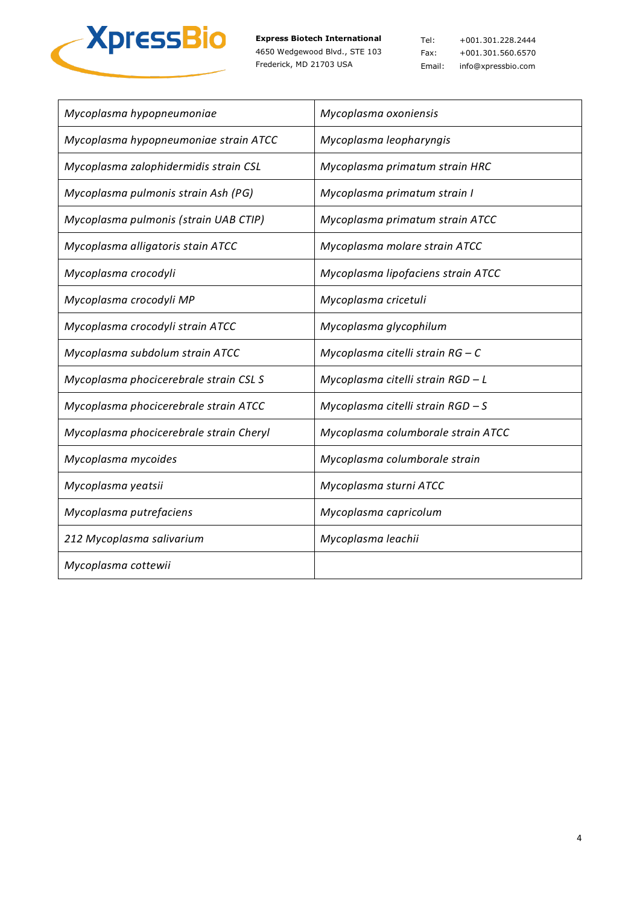| | |
|---|---|
| *Mycoplasma hypopneumoniae* | *Mycoplasma oxoniensis* |
| *Mycoplasma hypopneumoniae strain ATCC* | *Mycoplasma leopharyngis* |
| *Mycoplasma zalophidermidis strain CSL* | *Mycoplasma primatum strain HRC* |
| *Mycoplasma pulmonis strain Ash (PG)* | *Mycoplasma primatum strain I* |
| *Mycoplasma pulmonis (strain UAB CTIP)* | *Mycoplasma primatum strain ATCC* |
| *Mycoplasma alligatoris stain ATCC* | *Mycoplasma molare strain ATCC* |
| *Mycoplasma crocodyli* | *Mycoplasma lipofaciens strain ATCC* |
| *Mycoplasma crocodyli MP* | *Mycoplasma cricetuli* |
| *Mycoplasma crocodyli strain ATCC* | *Mycoplasma glycophilum* |
| *Mycoplasma subdolum strain ATCC* | *Mycoplasma citelli strain RG – C* |
| *Mycoplasma phocicerebrale strain CSL S* | *Mycoplasma citelli strain RGD – L* |
| *Mycoplasma phocicerebrale strain ATCC* | *Mycoplasma citelli strain RGD – S* |
| *Mycoplasma phocicerebrale strain Cheryl* | *Mycoplasma columborale strain ATCC* |
| *Mycoplasma mycoides* | *Mycoplasma columborale strain* |
| *Mycoplasma yeatsii* | *Mycoplasma sturni ATCC* |
| *Mycoplasma putrefaciens* | *Mycoplasma capricolum* |
| *212 Mycoplasma salivarium* | *Mycoplasma leachii* |
| *Mycoplasma cottewii* | |